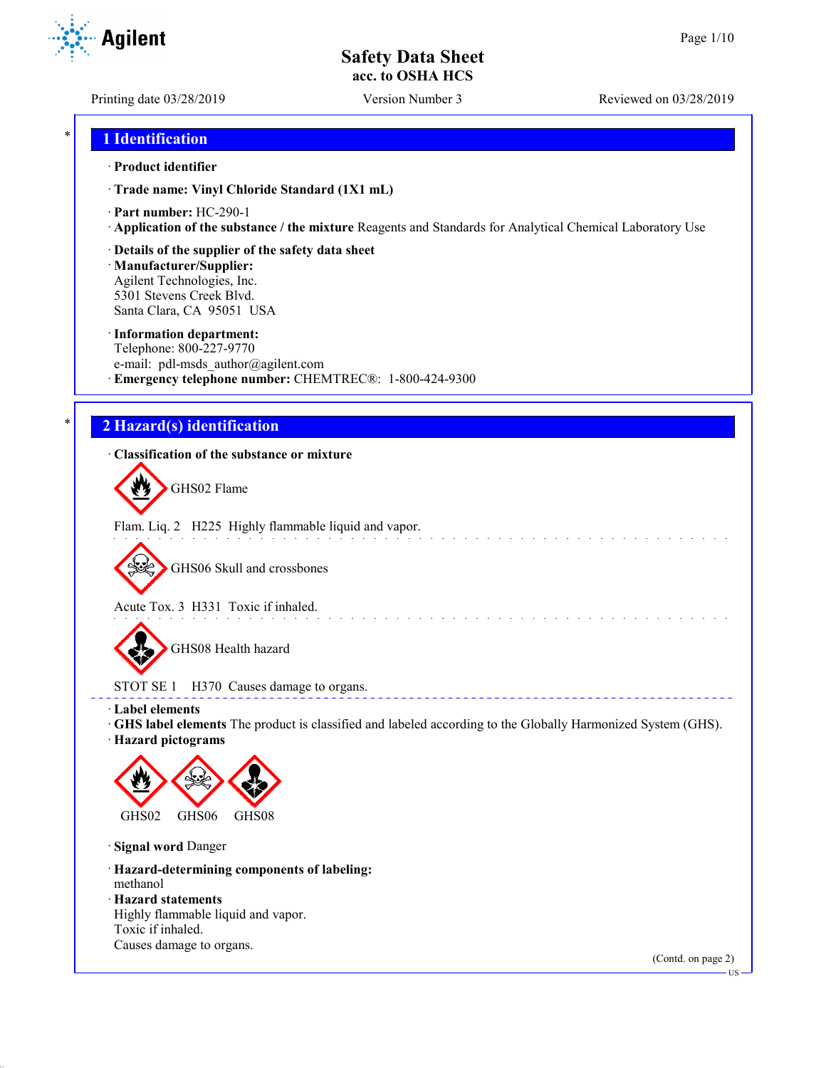# Safety Data Sheet
## acc. to OSHA HCS

Printing date 03/28/2019 | Version Number 3 | Reviewed on 03/28/2019

## 1 Identification

· **Product identifier**

· **Trade name: Vinyl Chloride Standard (1X1 mL)**

· **Part number:** HC-290-1

· **Application of the substance / the mixture** Reagents and Standards for Analytical Chemical Laboratory Use

· **Details of the supplier of the safety data sheet**

· **Manufacturer/Supplier:**
Agilent Technologies, Inc.
5301 Stevens Creek Blvd.
Santa Clara, CA 95051 USA

· **Information department:**
Telephone: 800-227-9770
e-mail: pdl-msds_author@agilent.com

· **Emergency telephone number:** CHEMTREC®: 1-800-424-9300

## 2 Hazard(s) identification

· **Classification of the substance or mixture**

GHS02 Flame

Flam. Liq. 2 H225 Highly flammable liquid and vapor.

GHS06 Skull and crossbones

Acute Tox. 3 H331 Toxic if inhaled.

GHS08 Health hazard

STOT SE 1 H370 Causes damage to organs.

· **Label elements**

· **GHS label elements** The product is classified and labeled according to the Globally Harmonized System (GHS).

· **Hazard pictograms**

GHS02 GHS06 GHS08

· **Signal word** Danger

· **Hazard-determining components of labeling:**
methanol

· **Hazard statements**
Highly flammable liquid and vapor.
Toxic if inhaled.
Causes damage to organs.

(Contd. on page 2)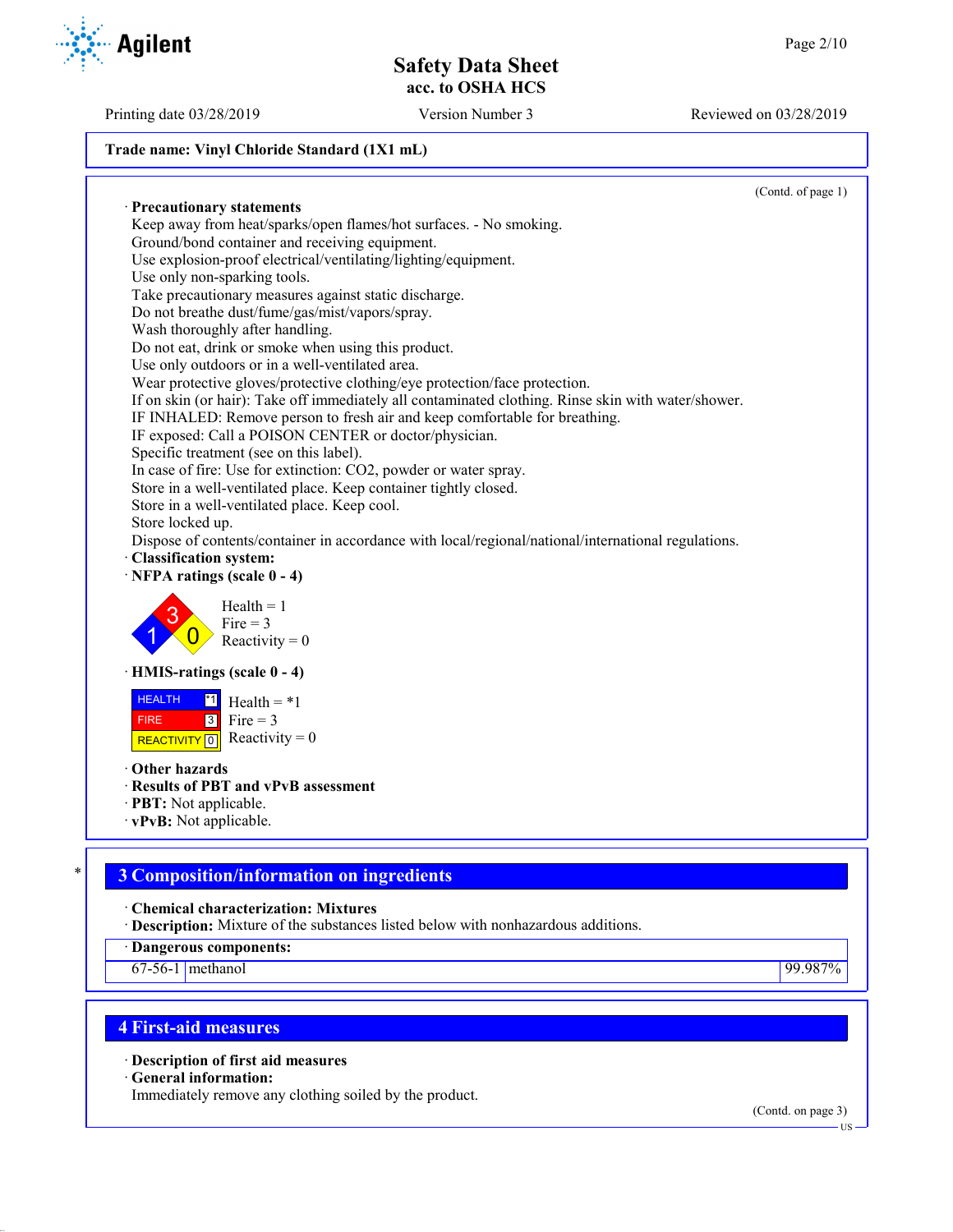**Trade name: Vinyl Chloride Standard (1X1 mL)**

(Contd. of page 1)

· **Precautionary statements**

Keep away from heat/sparks/open flames/hot surfaces. - No smoking.
Ground/bond container and receiving equipment.
Use explosion-proof electrical/ventilating/lighting/equipment.
Use only non-sparking tools.
Take precautionary measures against static discharge.
Do not breathe dust/fume/gas/mist/vapors/spray.
Wash thoroughly after handling.
Do not eat, drink or smoke when using this product.
Use only outdoors or in a well-ventilated area.
Wear protective gloves/protective clothing/eye protection/face protection.
If on skin (or hair): Take off immediately all contaminated clothing. Rinse skin with water/shower.
IF INHALED: Remove person to fresh air and keep comfortable for breathing.
IF exposed: Call a POISON CENTER or doctor/physician.
Specific treatment (see on this label).
In case of fire: Use for extinction: CO2, powder or water spray.
Store in a well-ventilated place. Keep container tightly closed.
Store in a well-ventilated place. Keep cool.
Store locked up.
Dispose of contents/container in accordance with local/regional/national/international regulations.

· **Classification system:**

· **NFPA ratings (scale 0 - 4)**

Health = 1
Fire = 3
Reactivity = 0

· **HMIS-ratings (scale 0 - 4)**

| | | |
|---|---|---|
| HEALTH | *1 | Health = *1 |
| FIRE | 3 | Fire = 3 |
| REACTIVITY | 0 | Reactivity = 0 |

· **Other hazards**

· **Results of PBT and vPvB assessment**

· **PBT:** Not applicable.

· **vPvB:** Not applicable.

## 3 Composition/information on ingredients

· **Chemical characterization: Mixtures**

· **Description:** Mixture of the substances listed below with nonhazardous additions.

| · Dangerous components: | | |
|---|---|---|
| 67-56-1 | methanol | 99.987% |

## 4 First-aid measures

· **Description of first aid measures**

· **General information:**

Immediately remove any clothing soiled by the product.

(Contd. on page 3)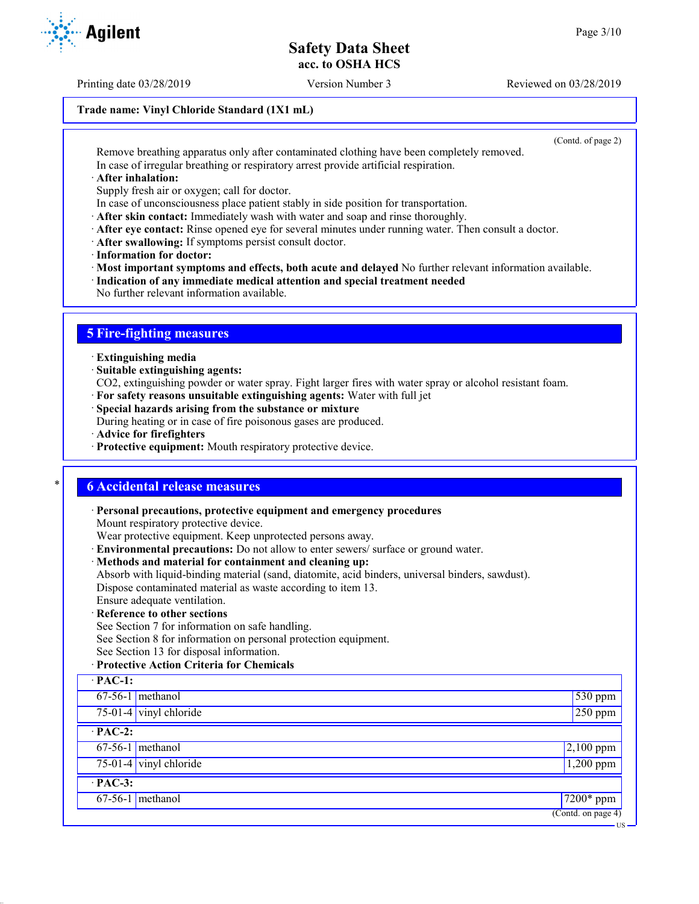**Trade name: Vinyl Chloride Standard (1X1 mL)**

(Contd. of page 2)

Remove breathing apparatus only after contaminated clothing have been completely removed.
In case of irregular breathing or respiratory arrest provide artificial respiration.

· **After inhalation:**
Supply fresh air or oxygen; call for doctor.
In case of unconsciousness place patient stably in side position for transportation.
· **After skin contact:** Immediately wash with water and soap and rinse thoroughly.
· **After eye contact:** Rinse opened eye for several minutes under running water. Then consult a doctor.
· **After swallowing:** If symptoms persist consult doctor.
· **Information for doctor:**
· **Most important symptoms and effects, both acute and delayed** No further relevant information available.
· **Indication of any immediate medical attention and special treatment needed**
No further relevant information available.

## 5 Fire-fighting measures

· **Extinguishing media**
· **Suitable extinguishing agents:**
CO2, extinguishing powder or water spray. Fight larger fires with water spray or alcohol resistant foam.
· **For safety reasons unsuitable extinguishing agents:** Water with full jet
· **Special hazards arising from the substance or mixture**
During heating or in case of fire poisonous gases are produced.
· **Advice for firefighters**
· **Protective equipment:** Mouth respiratory protective device.

## 6 Accidental release measures

· **Personal precautions, protective equipment and emergency procedures**
Mount respiratory protective device.
Wear protective equipment. Keep unprotected persons away.
· **Environmental precautions:** Do not allow to enter sewers/ surface or ground water.
· **Methods and material for containment and cleaning up:**
Absorb with liquid-binding material (sand, diatomite, acid binders, universal binders, sawdust).
Dispose contaminated material as waste according to item 13.
Ensure adequate ventilation.
· **Reference to other sections**
See Section 7 for information on safe handling.
See Section 8 for information on personal protection equipment.
See Section 13 for disposal information.
· **Protective Action Criteria for Chemicals**

| · **PAC-1:** | | |
|---|---|---|
| 67-56-1 | methanol | 530 ppm |
| 75-01-4 | vinyl chloride | 250 ppm |
| · **PAC-2:** | | |
| 67-56-1 | methanol | 2,100 ppm |
| 75-01-4 | vinyl chloride | 1,200 ppm |
| · **PAC-3:** | | |
| 67-56-1 | methanol | 7200* ppm |

(Contd. on page 4)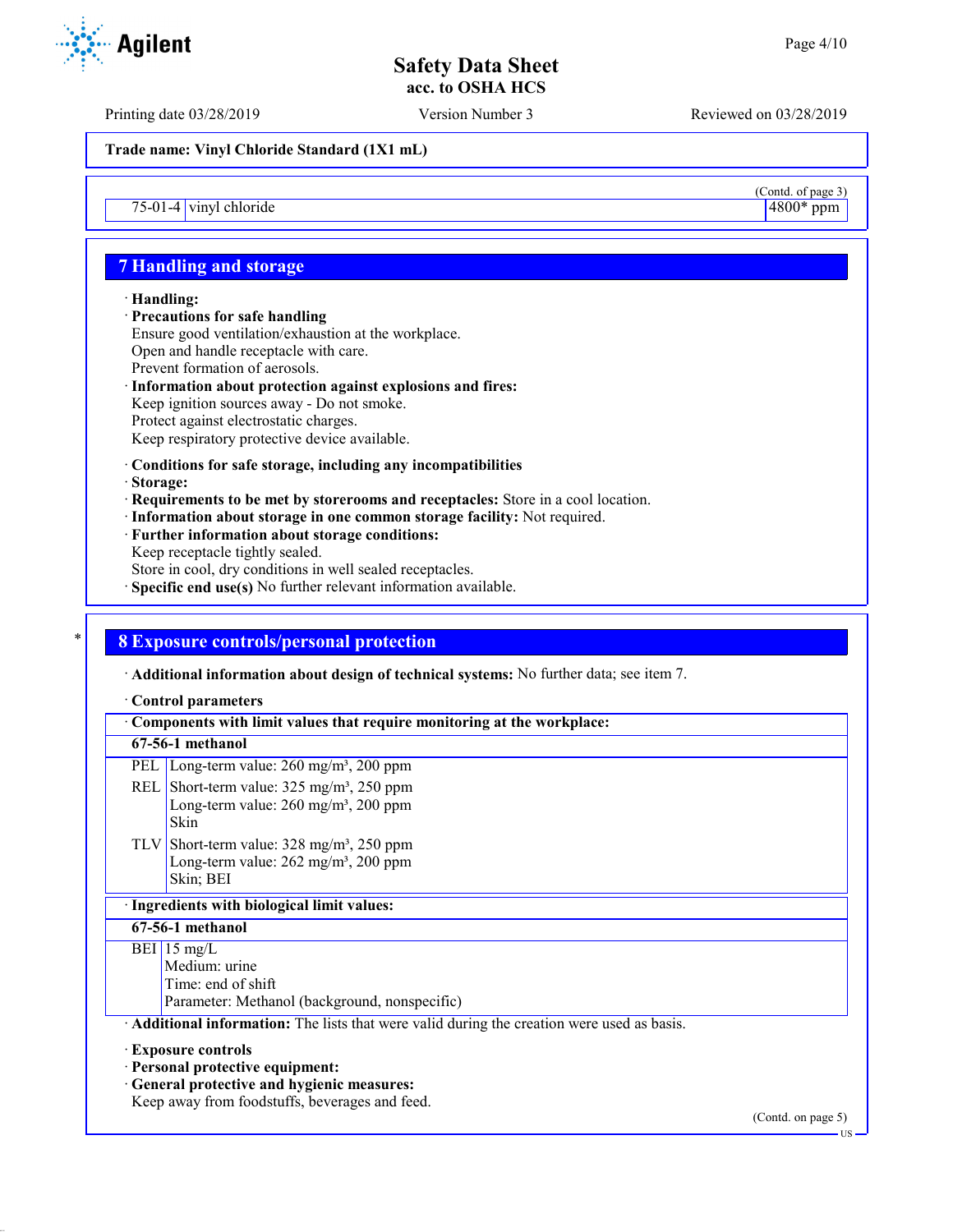Trade name: Vinyl Chloride Standard (1X1 mL)

(Contd. of page 3)

| | | |
|---|---|---|
| 75-01-4 | vinyl chloride | 4800* ppm |

## 7 Handling and storage

· **Handling:**

· **Precautions for safe handling**
Ensure good ventilation/exhaustion at the workplace.
Open and handle receptacle with care.
Prevent formation of aerosols.

· **Information about protection against explosions and fires:**
Keep ignition sources away - Do not smoke.
Protect against electrostatic charges.
Keep respiratory protective device available.

· **Conditions for safe storage, including any incompatibilities**

· **Storage:**

· **Requirements to be met by storerooms and receptacles:** Store in a cool location.

· **Information about storage in one common storage facility:** Not required.

· **Further information about storage conditions:**
Keep receptacle tightly sealed.
Store in cool, dry conditions in well sealed receptacles.

· **Specific end use(s)** No further relevant information available.

## 8 Exposure controls/personal protection

· **Additional information about design of technical systems:** No further data; see item 7.

· **Control parameters**

| · Components with limit values that require monitoring at the workplace: | |
|---|---|
| **67-56-1 methanol** | |
| PEL | Long-term value: 260 mg/m³, 200 ppm |
| REL | Short-term value: 325 mg/m³, 250 ppm<br>Long-term value: 260 mg/m³, 200 ppm<br>Skin |
| TLV | Short-term value: 328 mg/m³, 250 ppm<br>Long-term value: 262 mg/m³, 200 ppm<br>Skin; BEI |

| · Ingredients with biological limit values: | |
|---|---|
| **67-56-1 methanol** | |
| BEI | 15 mg/L<br>Medium: urine<br>Time: end of shift<br>Parameter: Methanol (background, nonspecific) |

· **Additional information:** The lists that were valid during the creation were used as basis.

· **Exposure controls**

· **Personal protective equipment:**

· **General protective and hygienic measures:**
Keep away from foodstuffs, beverages and feed.

(Contd. on page 5)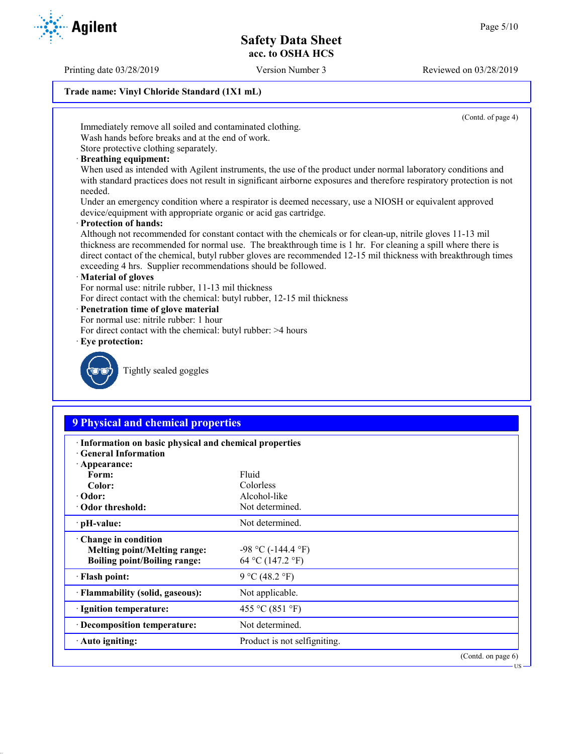Trade name: Vinyl Chloride Standard (1X1 mL)

(Contd. of page 4)

Immediately remove all soiled and contaminated clothing.
Wash hands before breaks and at the end of work.
Store protective clothing separately.

· **Breathing equipment:**
When used as intended with Agilent instruments, the use of the product under normal laboratory conditions and with standard practices does not result in significant airborne exposures and therefore respiratory protection is not needed.
Under an emergency condition where a respirator is deemed necessary, use a NIOSH or equivalent approved device/equipment with appropriate organic or acid gas cartridge.

· **Protection of hands:**
Although not recommended for constant contact with the chemicals or for clean-up, nitrile gloves 11-13 mil thickness are recommended for normal use. The breakthrough time is 1 hr. For cleaning a spill where there is direct contact of the chemical, butyl rubber gloves are recommended 12-15 mil thickness with breakthrough times exceeding 4 hrs. Supplier recommendations should be followed.

· **Material of gloves**
For normal use: nitrile rubber, 11-13 mil thickness
For direct contact with the chemical: butyl rubber, 12-15 mil thickness

· **Penetration time of glove material**
For normal use: nitrile rubber: 1 hour
For direct contact with the chemical: butyl rubber: >4 hours

· **Eye protection:**

Tightly sealed goggles

## 9 Physical and chemical properties

· **Information on basic physical and chemical properties**
· **General Information**

| Property | Value |
|---|---|
| · **Appearance:** | |
| **Form:** | Fluid |
| **Color:** | Colorless |
| · **Odor:** | Alcohol-like |
| · **Odor threshold:** | Not determined. |
| · **pH-value:** | Not determined. |
| · **Change in condition** | |
| **Melting point/Melting range:** | -98 °C (-144.4 °F) |
| **Boiling point/Boiling range:** | 64 °C (147.2 °F) |
| · **Flash point:** | 9 °C (48.2 °F) |
| · **Flammability (solid, gaseous):** | Not applicable. |
| · **Ignition temperature:** | 455 °C (851 °F) |
| · **Decomposition temperature:** | Not determined. |
| · **Auto igniting:** | Product is not selfigniting. |

(Contd. on page 6)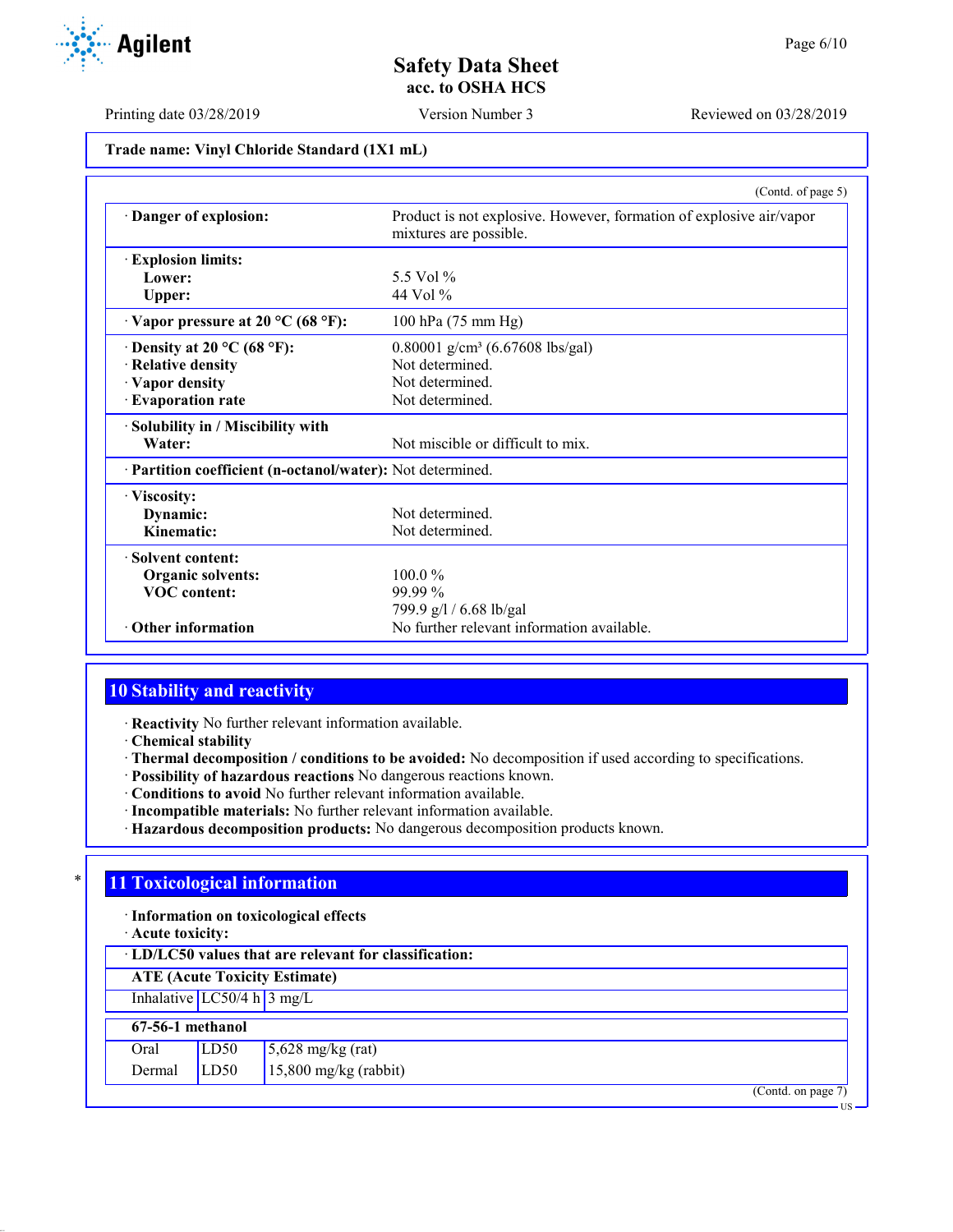**Trade name: Vinyl Chloride Standard (1X1 mL)**

(Contd. of page 5)

| | |
|---|---|
| · **Danger of explosion:** | Product is not explosive. However, formation of explosive air/vapor mixtures are possible. |
| · **Explosion limits:** | |
| **Lower:** | 5.5 Vol % |
| **Upper:** | 44 Vol % |
| · **Vapor pressure at 20 °C (68 °F):** | 100 hPa (75 mm Hg) |
| · **Density at 20 °C (68 °F):** | 0.80001 g/cm³ (6.67608 lbs/gal) |
| · **Relative density** | Not determined. |
| · **Vapor density** | Not determined. |
| · **Evaporation rate** | Not determined. |
| · **Solubility in / Miscibility with** | |
| **Water:** | Not miscible or difficult to mix. |
| · **Partition coefficient (n-octanol/water):** | Not determined. |
| · **Viscosity:** | |
| **Dynamic:** | Not determined. |
| **Kinematic:** | Not determined. |
| · **Solvent content:** | |
| **Organic solvents:** | 100.0 % |
| **VOC content:** | 99.99 % |
| | 799.9 g/l / 6.68 lb/gal |
| · **Other information** | No further relevant information available. |

## 10 Stability and reactivity

· **Reactivity** No further relevant information available.
· **Chemical stability**
· **Thermal decomposition / conditions to be avoided:** No decomposition if used according to specifications.
· **Possibility of hazardous reactions** No dangerous reactions known.
· **Conditions to avoid** No further relevant information available.
· **Incompatible materials:** No further relevant information available.
· **Hazardous decomposition products:** No dangerous decomposition products known.

## 11 Toxicological information

· **Information on toxicological effects**
· **Acute toxicity:**

· **LD/LC50 values that are relevant for classification:**

| **ATE (Acute Toxicity Estimate)** | | |
|---|---|---|
| Inhalative | LC50/4 h | 3 mg/L |

| **67-56-1 methanol** | | |
|---|---|---|
| Oral | LD50 | 5,628 mg/kg (rat) |
| Dermal | LD50 | 15,800 mg/kg (rabbit) |

(Contd. on page 7)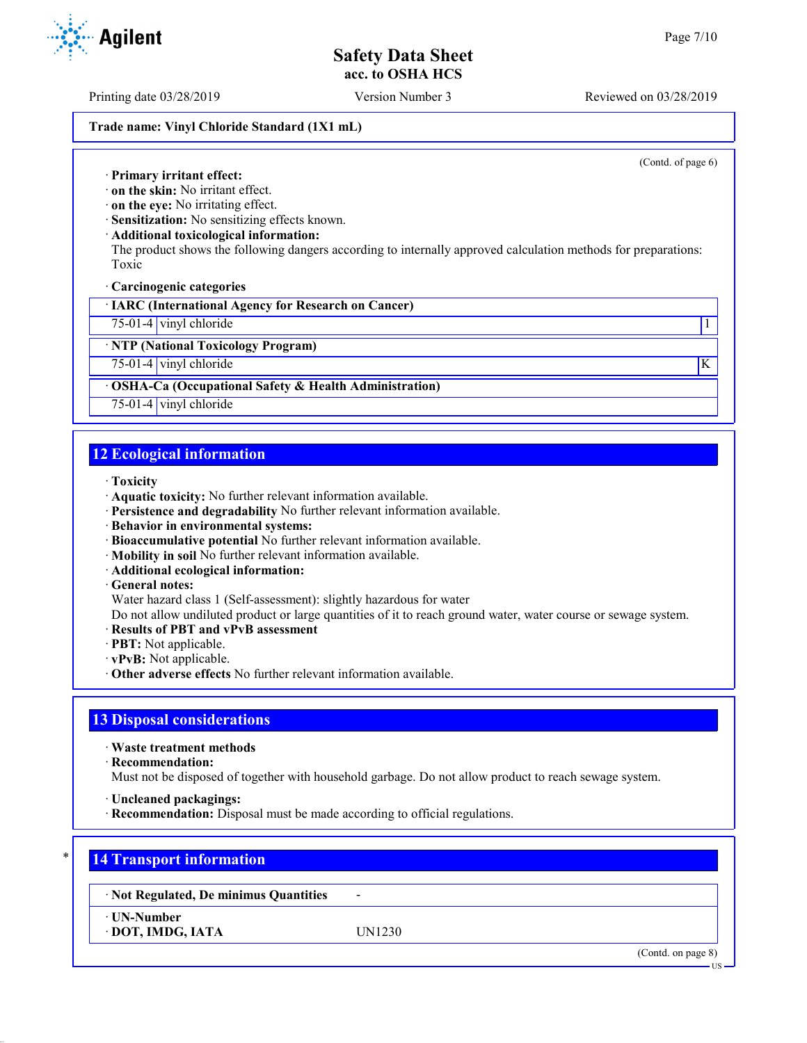Trade name: Vinyl Chloride Standard (1X1 mL)

(Contd. of page 6)

· **Primary irritant effect:**
· **on the skin:** No irritant effect.
· **on the eye:** No irritating effect.
· **Sensitization:** No sensitizing effects known.
· **Additional toxicological information:**
The product shows the following dangers according to internally approved calculation methods for preparations:
Toxic

· **Carcinogenic categories**

| · IARC (International Agency for Research on Cancer) | | |
|---|---|---|
| 75-01-4 | vinyl chloride | 1 |

| · NTP (National Toxicology Program) | | |
|---|---|---|
| 75-01-4 | vinyl chloride | K |

| · OSHA-Ca (Occupational Safety & Health Administration) | |
|---|---|
| 75-01-4 | vinyl chloride |

## 12 Ecological information

· **Toxicity**
· **Aquatic toxicity:** No further relevant information available.
· **Persistence and degradability** No further relevant information available.
· **Behavior in environmental systems:**
· **Bioaccumulative potential** No further relevant information available.
· **Mobility in soil** No further relevant information available.
· **Additional ecological information:**
· **General notes:**
Water hazard class 1 (Self-assessment): slightly hazardous for water
Do not allow undiluted product or large quantities of it to reach ground water, water course or sewage system.
· **Results of PBT and vPvB assessment**
· **PBT:** Not applicable.
· **vPvB:** Not applicable.
· **Other adverse effects** No further relevant information available.

## 13 Disposal considerations

· **Waste treatment methods**
· **Recommendation:**
Must not be disposed of together with household garbage. Do not allow product to reach sewage system.

· **Uncleaned packagings:**
· **Recommendation:** Disposal must be made according to official regulations.

## 14 Transport information

| · Not Regulated, De minimus Quantities | - |
|---|---|
| · UN-Number<br>· DOT, IMDG, IATA | UN1230 |

(Contd. on page 8)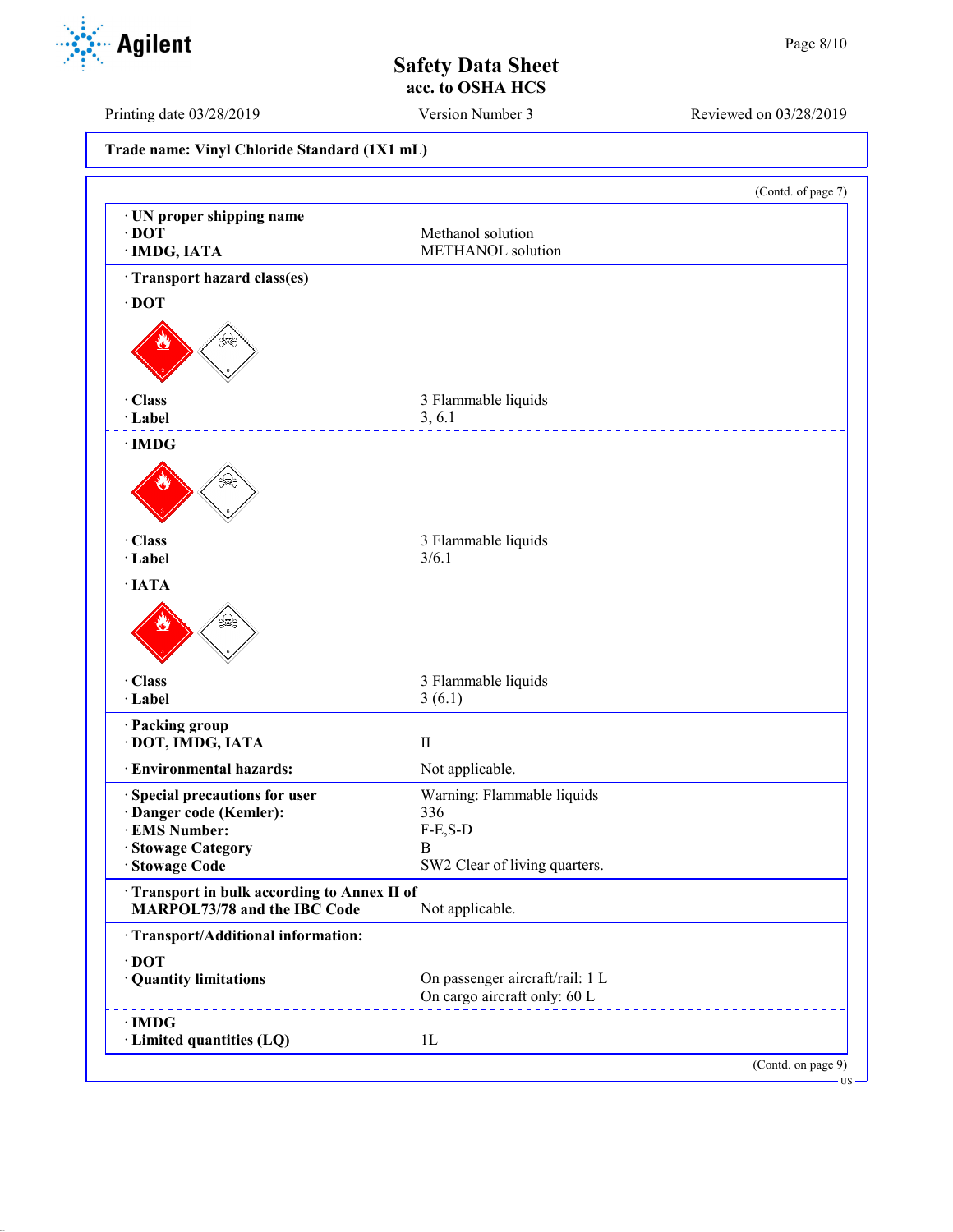**Trade name: Vinyl Chloride Standard (1X1 mL)**

(Contd. of page 7)

· **UN proper shipping name**
· **DOT** Methanol solution
· **IMDG, IATA** METHANOL solution

· **Transport hazard class(es)**

· **DOT**

· **Class** 3 Flammable liquids
· **Label** 3, 6.1

· **IMDG**

· **Class** 3 Flammable liquids
· **Label** 3/6.1

· **IATA**

· **Class** 3 Flammable liquids
· **Label** 3 (6.1)

· **Packing group**
· **DOT, IMDG, IATA** II

· **Environmental hazards:** Not applicable.

· **Special precautions for user** Warning: Flammable liquids
· **Danger code (Kemler):** 336
· **EMS Number:** F-E,S-D
· **Stowage Category** B
· **Stowage Code** SW2 Clear of living quarters.

· **Transport in bulk according to Annex II of MARPOL73/78 and the IBC Code** Not applicable.

· **Transport/Additional information:**

· **DOT**
· **Quantity limitations** On passenger aircraft/rail: 1 L
On cargo aircraft only: 60 L

· **IMDG**
· **Limited quantities (LQ)** 1L

(Contd. on page 9)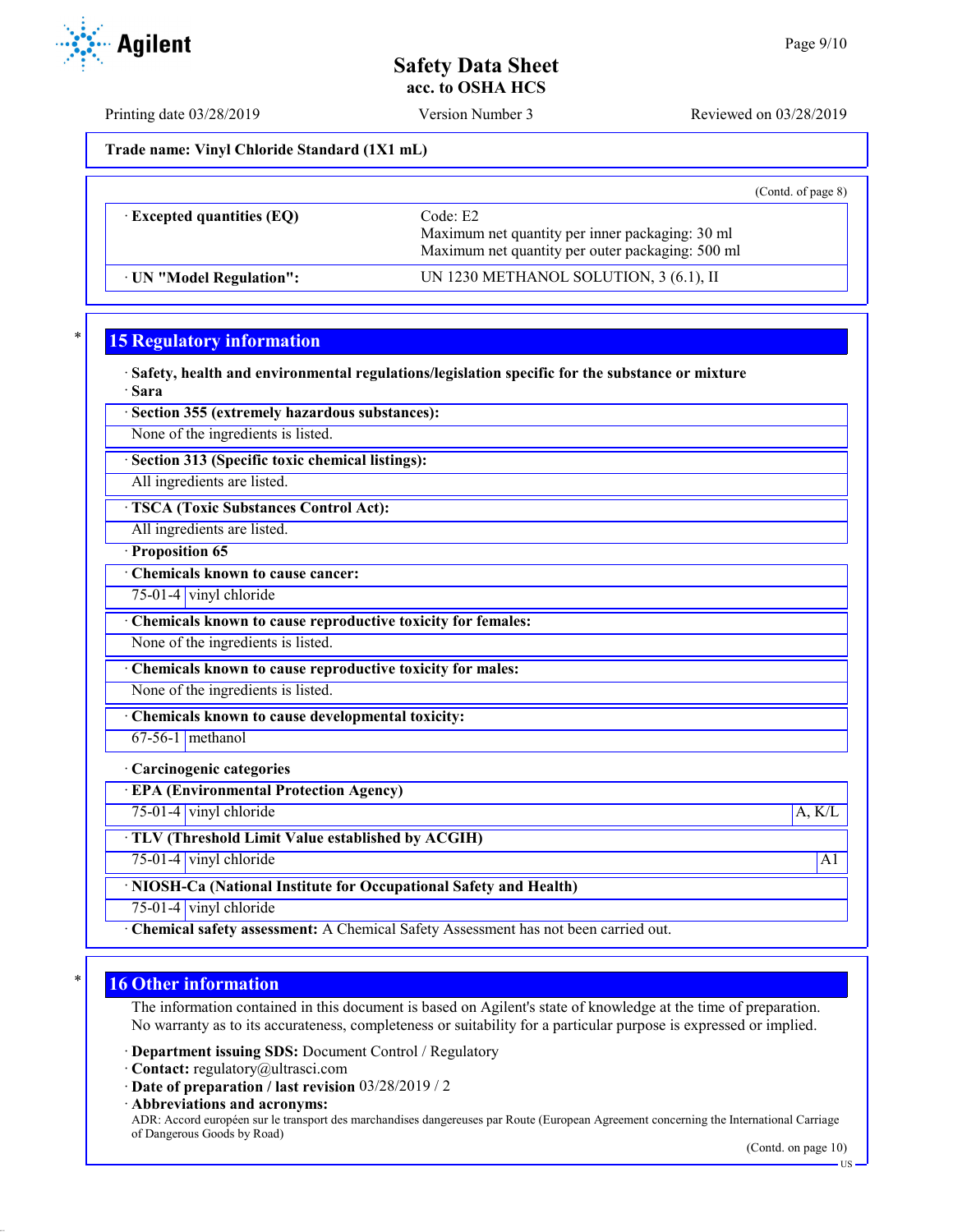Trade name: Vinyl Chloride Standard (1X1 mL)

(Contd. of page 8)

| | |
|---|---|
| · **Excepted quantities (EQ)** | Code: E2<br>Maximum net quantity per inner packaging: 30 ml<br>Maximum net quantity per outer packaging: 500 ml |
| · **UN "Model Regulation":** | UN 1230 METHANOL SOLUTION, 3 (6.1), II |

## 15 Regulatory information

· **Safety, health and environmental regulations/legislation specific for the substance or mixture**
· **Sara**

· **Section 355 (extremely hazardous substances):**
None of the ingredients is listed.

· **Section 313 (Specific toxic chemical listings):**
All ingredients are listed.

· **TSCA (Toxic Substances Control Act):**
All ingredients are listed.

· **Proposition 65**

· **Chemicals known to cause cancer:**

| | |
|---|---|
| 75-01-4 | vinyl chloride |

· **Chemicals known to cause reproductive toxicity for females:**
None of the ingredients is listed.

· **Chemicals known to cause reproductive toxicity for males:**
None of the ingredients is listed.

· **Chemicals known to cause developmental toxicity:**

| | |
|---|---|
| 67-56-1 | methanol |

· **Carcinogenic categories**

· **EPA (Environmental Protection Agency)**

| | | |
|---|---|---|
| 75-01-4 | vinyl chloride | A, K/L |

· **TLV (Threshold Limit Value established by ACGIH)**

| | | |
|---|---|---|
| 75-01-4 | vinyl chloride | A1 |

· **NIOSH-Ca (National Institute for Occupational Safety and Health)**

| | |
|---|---|
| 75-01-4 | vinyl chloride |

· **Chemical safety assessment:** A Chemical Safety Assessment has not been carried out.

## 16 Other information

The information contained in this document is based on Agilent's state of knowledge at the time of preparation. No warranty as to its accurateness, completeness or suitability for a particular purpose is expressed or implied.

· **Department issuing SDS:** Document Control / Regulatory
· **Contact:** regulatory@ultrasci.com
· **Date of preparation / last revision** 03/28/2019 / 2
· **Abbreviations and acronyms:**
ADR: Accord européen sur le transport des marchandises dangereuses par Route (European Agreement concerning the International Carriage of Dangerous Goods by Road)

(Contd. on page 10)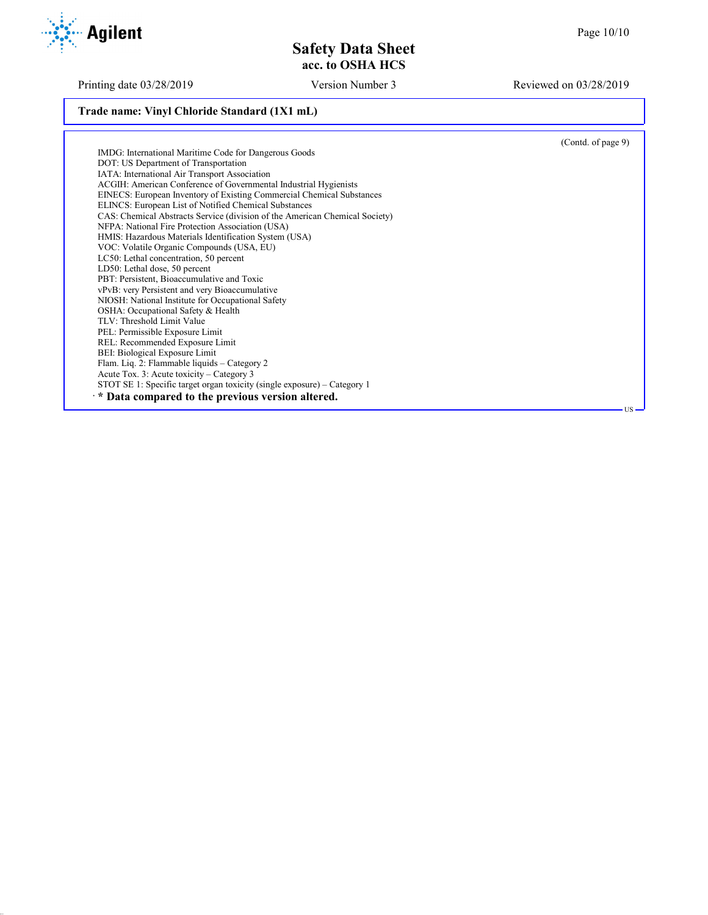**Trade name: Vinyl Chloride Standard (1X1 mL)**

(Contd. of page 9)

IMDG: International Maritime Code for Dangerous Goods
DOT: US Department of Transportation
IATA: International Air Transport Association
ACGIH: American Conference of Governmental Industrial Hygienists
EINECS: European Inventory of Existing Commercial Chemical Substances
ELINCS: European List of Notified Chemical Substances
CAS: Chemical Abstracts Service (division of the American Chemical Society)
NFPA: National Fire Protection Association (USA)
HMIS: Hazardous Materials Identification System (USA)
VOC: Volatile Organic Compounds (USA, EU)
LC50: Lethal concentration, 50 percent
LD50: Lethal dose, 50 percent
PBT: Persistent, Bioaccumulative and Toxic
vPvB: very Persistent and very Bioaccumulative
NIOSH: National Institute for Occupational Safety
OSHA: Occupational Safety & Health
TLV: Threshold Limit Value
PEL: Permissible Exposure Limit
REL: Recommended Exposure Limit
BEI: Biological Exposure Limit
Flam. Liq. 2: Flammable liquids – Category 2
Acute Tox. 3: Acute toxicity – Category 3
STOT SE 1: Specific target organ toxicity (single exposure) – Category 1

· **\* Data compared to the previous version altered.**

US